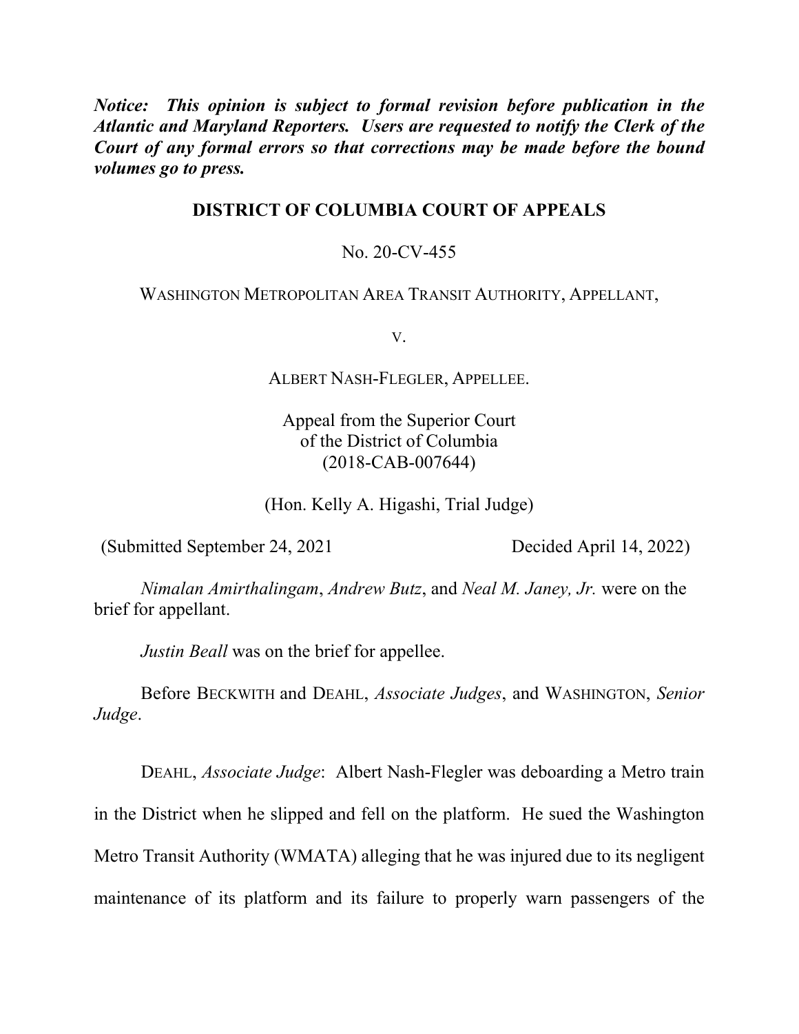***Notice: This opinion is subject to formal revision before publication in the Atlantic and Maryland Reporters. Users are requested to notify the Clerk of the Court of any formal errors so that corrections may be made before the bound volumes go to press.***

**DISTRICT OF COLUMBIA COURT OF APPEALS**

No. 20-CV-455

WASHINGTON METROPOLITAN AREA TRANSIT AUTHORITY, APPELLANT,

V.

ALBERT NASH-FLEGLER, APPELLEE.

Appeal from the Superior Court
of the District of Columbia
(2018-CAB-007644)

(Hon. Kelly A. Higashi, Trial Judge)

(Submitted September 24, 2021 Decided April 14, 2022)

*Nimalan Amirthalingam*, *Andrew Butz*, and *Neal M. Janey, Jr.* were on the brief for appellant.

*Justin Beall* was on the brief for appellee.

Before BECKWITH and DEAHL, *Associate Judges*, and WASHINGTON, *Senior Judge*.

DEAHL, *Associate Judge*: Albert Nash-Flegler was deboarding a Metro train in the District when he slipped and fell on the platform. He sued the Washington Metro Transit Authority (WMATA) alleging that he was injured due to its negligent maintenance of its platform and its failure to properly warn passengers of the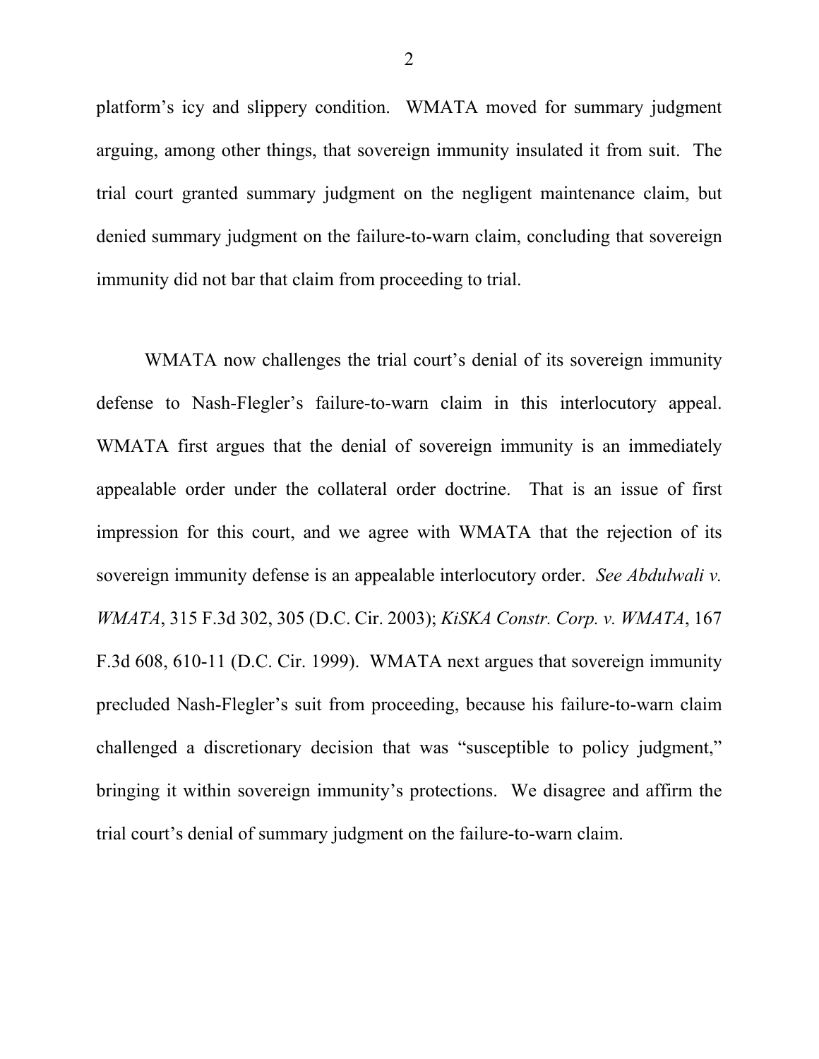platform's icy and slippery condition. WMATA moved for summary judgment arguing, among other things, that sovereign immunity insulated it from suit. The trial court granted summary judgment on the negligent maintenance claim, but denied summary judgment on the failure-to-warn claim, concluding that sovereign immunity did not bar that claim from proceeding to trial.

WMATA now challenges the trial court's denial of its sovereign immunity defense to Nash-Flegler's failure-to-warn claim in this interlocutory appeal. WMATA first argues that the denial of sovereign immunity is an immediately appealable order under the collateral order doctrine. That is an issue of first impression for this court, and we agree with WMATA that the rejection of its sovereign immunity defense is an appealable interlocutory order. *See Abdulwali v. WMATA*, 315 F.3d 302, 305 (D.C. Cir. 2003); *KiSKA Constr. Corp. v. WMATA*, 167 F.3d 608, 610-11 (D.C. Cir. 1999). WMATA next argues that sovereign immunity precluded Nash-Flegler's suit from proceeding, because his failure-to-warn claim challenged a discretionary decision that was "susceptible to policy judgment," bringing it within sovereign immunity's protections. We disagree and affirm the trial court's denial of summary judgment on the failure-to-warn claim.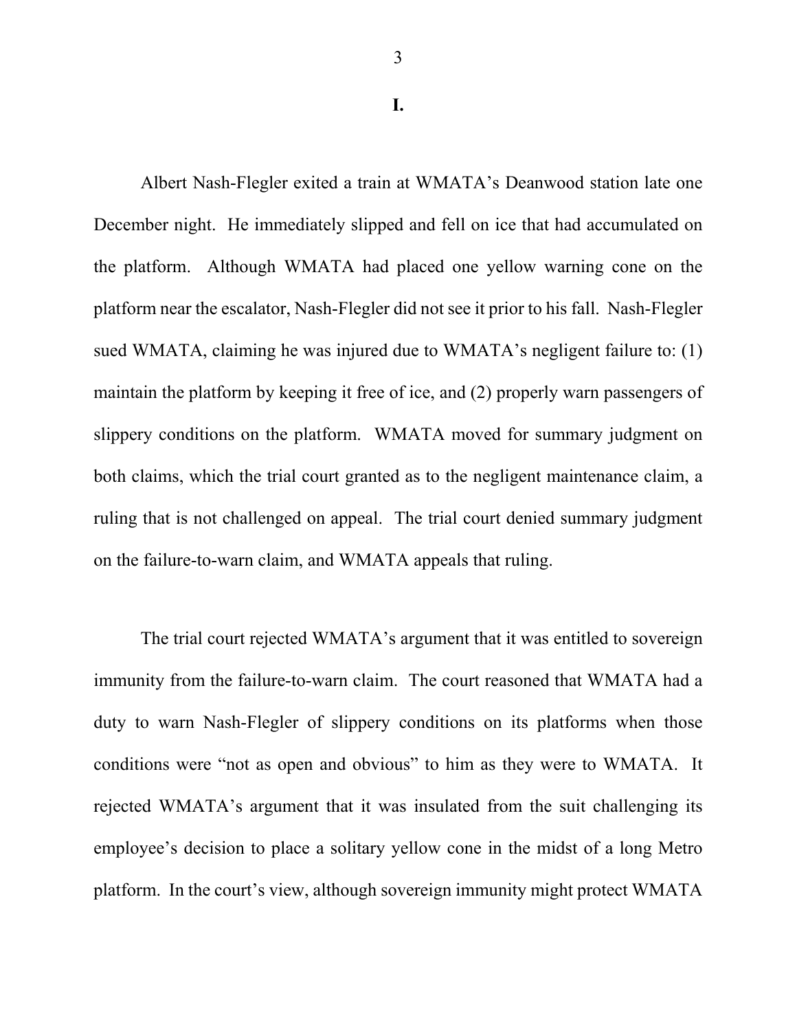# I.

Albert Nash-Flegler exited a train at WMATA's Deanwood station late one December night. He immediately slipped and fell on ice that had accumulated on the platform. Although WMATA had placed one yellow warning cone on the platform near the escalator, Nash-Flegler did not see it prior to his fall. Nash-Flegler sued WMATA, claiming he was injured due to WMATA's negligent failure to: (1) maintain the platform by keeping it free of ice, and (2) properly warn passengers of slippery conditions on the platform. WMATA moved for summary judgment on both claims, which the trial court granted as to the negligent maintenance claim, a ruling that is not challenged on appeal. The trial court denied summary judgment on the failure-to-warn claim, and WMATA appeals that ruling.

The trial court rejected WMATA's argument that it was entitled to sovereign immunity from the failure-to-warn claim. The court reasoned that WMATA had a duty to warn Nash-Flegler of slippery conditions on its platforms when those conditions were "not as open and obvious" to him as they were to WMATA. It rejected WMATA's argument that it was insulated from the suit challenging its employee's decision to place a solitary yellow cone in the midst of a long Metro platform. In the court's view, although sovereign immunity might protect WMATA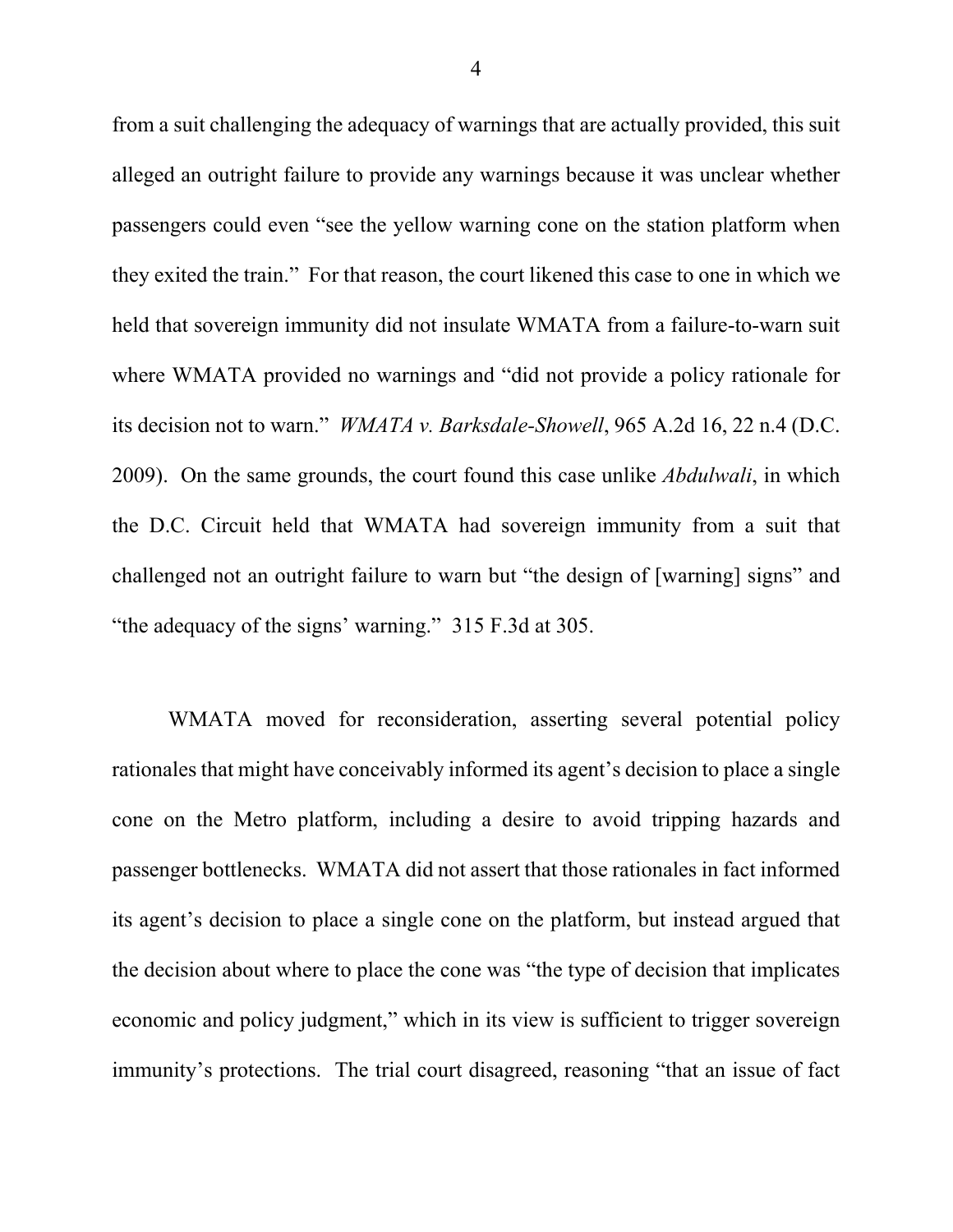from a suit challenging the adequacy of warnings that are actually provided, this suit alleged an outright failure to provide any warnings because it was unclear whether passengers could even "see the yellow warning cone on the station platform when they exited the train." For that reason, the court likened this case to one in which we held that sovereign immunity did not insulate WMATA from a failure-to-warn suit where WMATA provided no warnings and "did not provide a policy rationale for its decision not to warn." *WMATA v. Barksdale-Showell*, 965 A.2d 16, 22 n.4 (D.C. 2009). On the same grounds, the court found this case unlike *Abdulwali*, in which the D.C. Circuit held that WMATA had sovereign immunity from a suit that challenged not an outright failure to warn but "the design of [warning] signs" and "the adequacy of the signs' warning." 315 F.3d at 305.

WMATA moved for reconsideration, asserting several potential policy rationales that might have conceivably informed its agent's decision to place a single cone on the Metro platform, including a desire to avoid tripping hazards and passenger bottlenecks. WMATA did not assert that those rationales in fact informed its agent's decision to place a single cone on the platform, but instead argued that the decision about where to place the cone was "the type of decision that implicates economic and policy judgment," which in its view is sufficient to trigger sovereign immunity's protections. The trial court disagreed, reasoning "that an issue of fact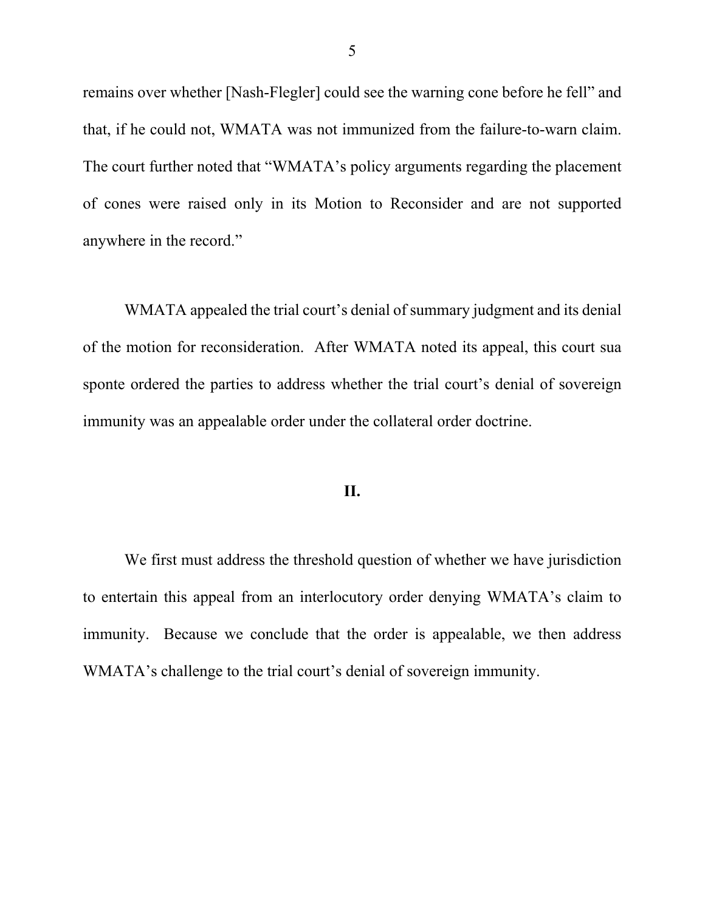remains over whether [Nash-Flegler] could see the warning cone before he fell" and that, if he could not, WMATA was not immunized from the failure-to-warn claim. The court further noted that "WMATA's policy arguments regarding the placement of cones were raised only in its Motion to Reconsider and are not supported anywhere in the record."

WMATA appealed the trial court's denial of summary judgment and its denial of the motion for reconsideration. After WMATA noted its appeal, this court sua sponte ordered the parties to address whether the trial court's denial of sovereign immunity was an appealable order under the collateral order doctrine.

## II.

We first must address the threshold question of whether we have jurisdiction to entertain this appeal from an interlocutory order denying WMATA's claim to immunity. Because we conclude that the order is appealable, we then address WMATA's challenge to the trial court's denial of sovereign immunity.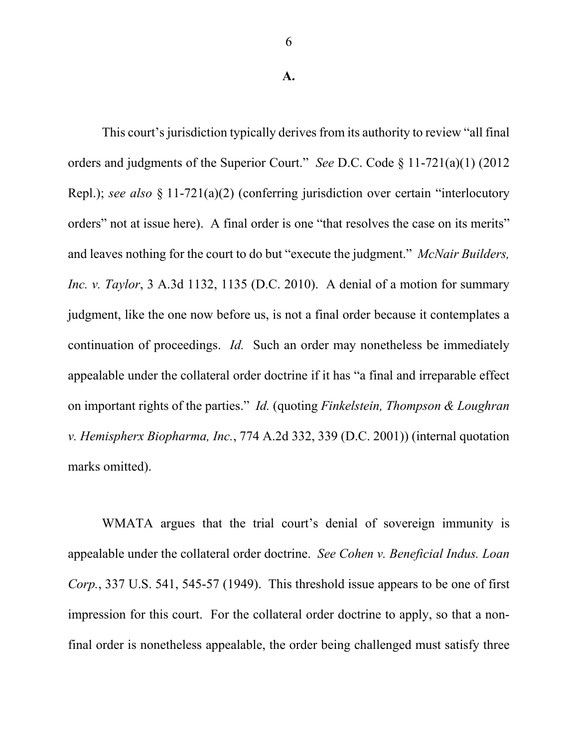**A.**

This court's jurisdiction typically derives from its authority to review "all final orders and judgments of the Superior Court." *See* D.C. Code § 11-721(a)(1) (2012 Repl.); *see also* § 11-721(a)(2) (conferring jurisdiction over certain "interlocutory orders" not at issue here). A final order is one "that resolves the case on its merits" and leaves nothing for the court to do but "execute the judgment." *McNair Builders, Inc. v. Taylor*, 3 A.3d 1132, 1135 (D.C. 2010). A denial of a motion for summary judgment, like the one now before us, is not a final order because it contemplates a continuation of proceedings. *Id.* Such an order may nonetheless be immediately appealable under the collateral order doctrine if it has "a final and irreparable effect on important rights of the parties." *Id.* (quoting *Finkelstein, Thompson & Loughran v. Hemispherx Biopharma, Inc.*, 774 A.2d 332, 339 (D.C. 2001)) (internal quotation marks omitted).

WMATA argues that the trial court's denial of sovereign immunity is appealable under the collateral order doctrine. *See Cohen v. Beneficial Indus. Loan Corp.*, 337 U.S. 541, 545-57 (1949). This threshold issue appears to be one of first impression for this court. For the collateral order doctrine to apply, so that a non-final order is nonetheless appealable, the order being challenged must satisfy three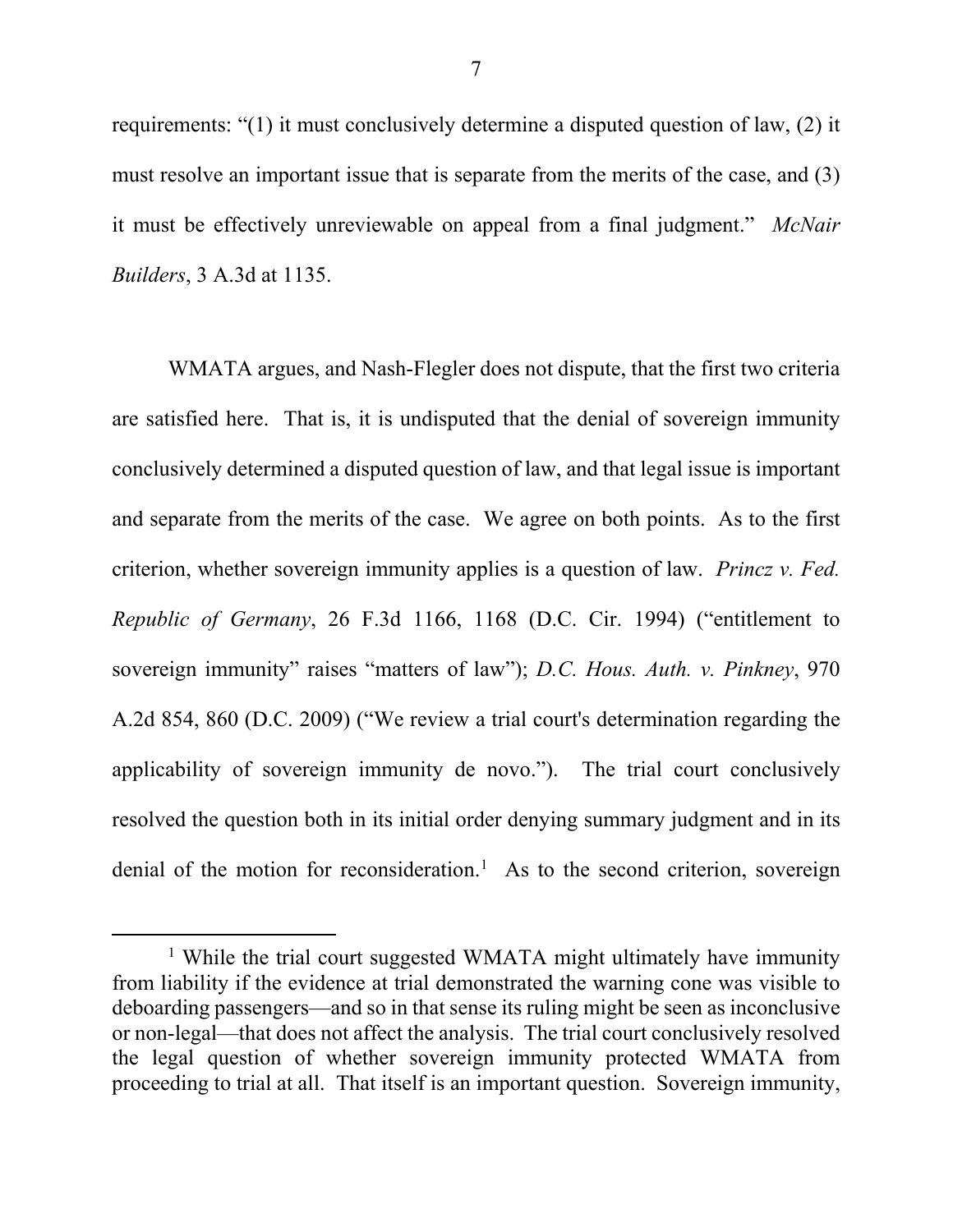requirements: "(1) it must conclusively determine a disputed question of law, (2) it must resolve an important issue that is separate from the merits of the case, and (3) it must be effectively unreviewable on appeal from a final judgment." *McNair Builders*, 3 A.3d at 1135.

WMATA argues, and Nash-Flegler does not dispute, that the first two criteria are satisfied here. That is, it is undisputed that the denial of sovereign immunity conclusively determined a disputed question of law, and that legal issue is important and separate from the merits of the case. We agree on both points. As to the first criterion, whether sovereign immunity applies is a question of law. *Princz v. Fed. Republic of Germany*, 26 F.3d 1166, 1168 (D.C. Cir. 1994) ("entitlement to sovereign immunity" raises "matters of law"); *D.C. Hous. Auth. v. Pinkney*, 970 A.2d 854, 860 (D.C. 2009) ("We review a trial court's determination regarding the applicability of sovereign immunity de novo."). The trial court conclusively resolved the question both in its initial order denying summary judgment and in its denial of the motion for reconsideration.[1] As to the second criterion, sovereign

---

[1] While the trial court suggested WMATA might ultimately have immunity from liability if the evidence at trial demonstrated the warning cone was visible to deboarding passengers—and so in that sense its ruling might be seen as inconclusive or non-legal—that does not affect the analysis. The trial court conclusively resolved the legal question of whether sovereign immunity protected WMATA from proceeding to trial at all. That itself is an important question. Sovereign immunity,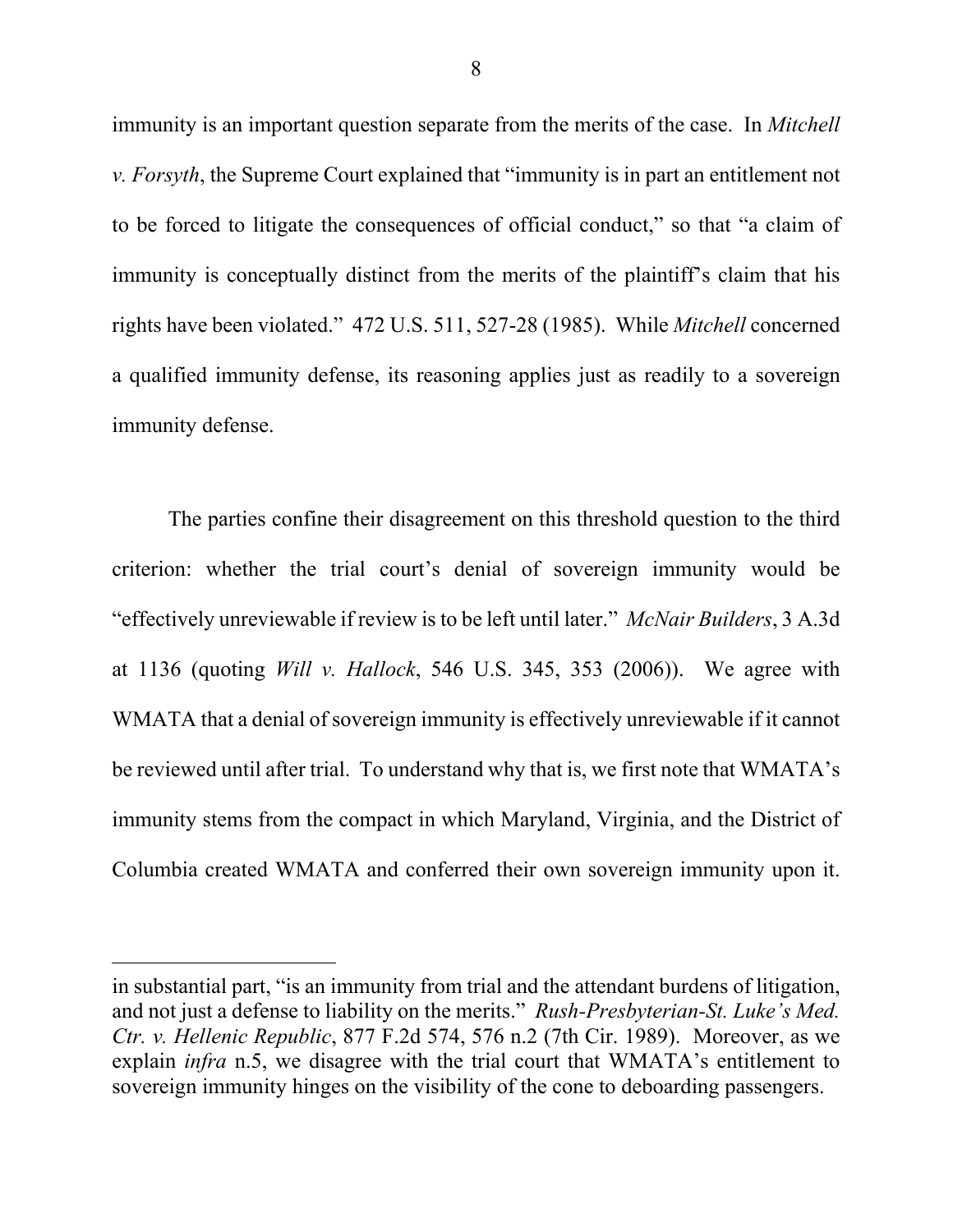immunity is an important question separate from the merits of the case. In *Mitchell v. Forsyth*, the Supreme Court explained that "immunity is in part an entitlement not to be forced to litigate the consequences of official conduct," so that "a claim of immunity is conceptually distinct from the merits of the plaintiff's claim that his rights have been violated." 472 U.S. 511, 527-28 (1985). While *Mitchell* concerned a qualified immunity defense, its reasoning applies just as readily to a sovereign immunity defense.

The parties confine their disagreement on this threshold question to the third criterion: whether the trial court's denial of sovereign immunity would be "effectively unreviewable if review is to be left until later." *McNair Builders*, 3 A.3d at 1136 (quoting *Will v. Hallock*, 546 U.S. 345, 353 (2006)). We agree with WMATA that a denial of sovereign immunity is effectively unreviewable if it cannot be reviewed until after trial. To understand why that is, we first note that WMATA's immunity stems from the compact in which Maryland, Virginia, and the District of Columbia created WMATA and conferred their own sovereign immunity upon it.

---

in substantial part, "is an immunity from trial and the attendant burdens of litigation, and not just a defense to liability on the merits." *Rush-Presbyterian-St. Luke's Med. Ctr. v. Hellenic Republic*, 877 F.2d 574, 576 n.2 (7th Cir. 1989). Moreover, as we explain *infra* n.5, we disagree with the trial court that WMATA's entitlement to sovereign immunity hinges on the visibility of the cone to deboarding passengers.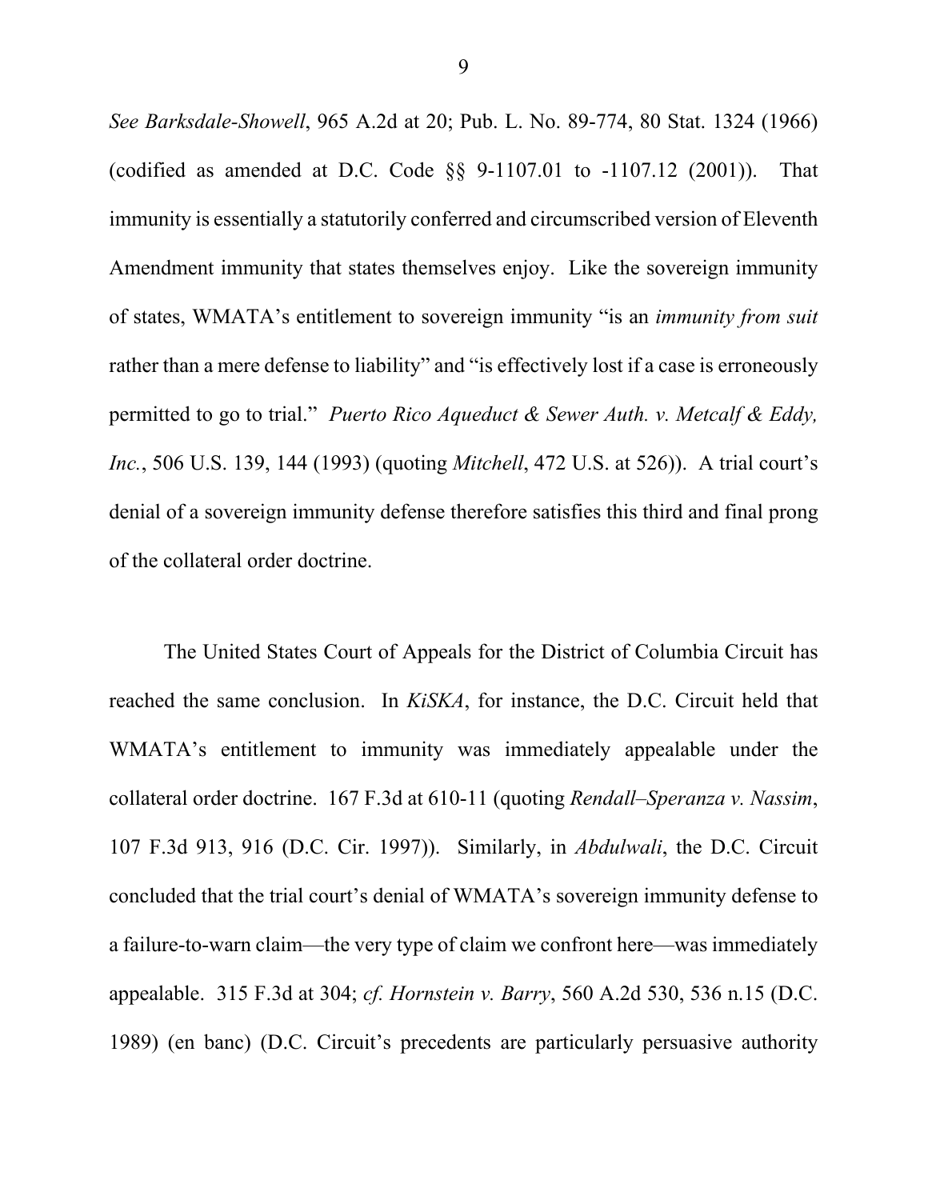*See Barksdale-Showell*, 965 A.2d at 20; Pub. L. No. 89-774, 80 Stat. 1324 (1966) (codified as amended at D.C. Code §§ 9-1107.01 to -1107.12 (2001)). That immunity is essentially a statutorily conferred and circumscribed version of Eleventh Amendment immunity that states themselves enjoy. Like the sovereign immunity of states, WMATA's entitlement to sovereign immunity "is an *immunity from suit* rather than a mere defense to liability" and "is effectively lost if a case is erroneously permitted to go to trial." *Puerto Rico Aqueduct & Sewer Auth. v. Metcalf & Eddy, Inc.*, 506 U.S. 139, 144 (1993) (quoting *Mitchell*, 472 U.S. at 526)). A trial court's denial of a sovereign immunity defense therefore satisfies this third and final prong of the collateral order doctrine.

The United States Court of Appeals for the District of Columbia Circuit has reached the same conclusion. In *KiSKA*, for instance, the D.C. Circuit held that WMATA's entitlement to immunity was immediately appealable under the collateral order doctrine. 167 F.3d at 610-11 (quoting *Rendall–Speranza v. Nassim*, 107 F.3d 913, 916 (D.C. Cir. 1997)). Similarly, in *Abdulwali*, the D.C. Circuit concluded that the trial court's denial of WMATA's sovereign immunity defense to a failure-to-warn claim—the very type of claim we confront here—was immediately appealable. 315 F.3d at 304; *cf. Hornstein v. Barry*, 560 A.2d 530, 536 n.15 (D.C. 1989) (en banc) (D.C. Circuit's precedents are particularly persuasive authority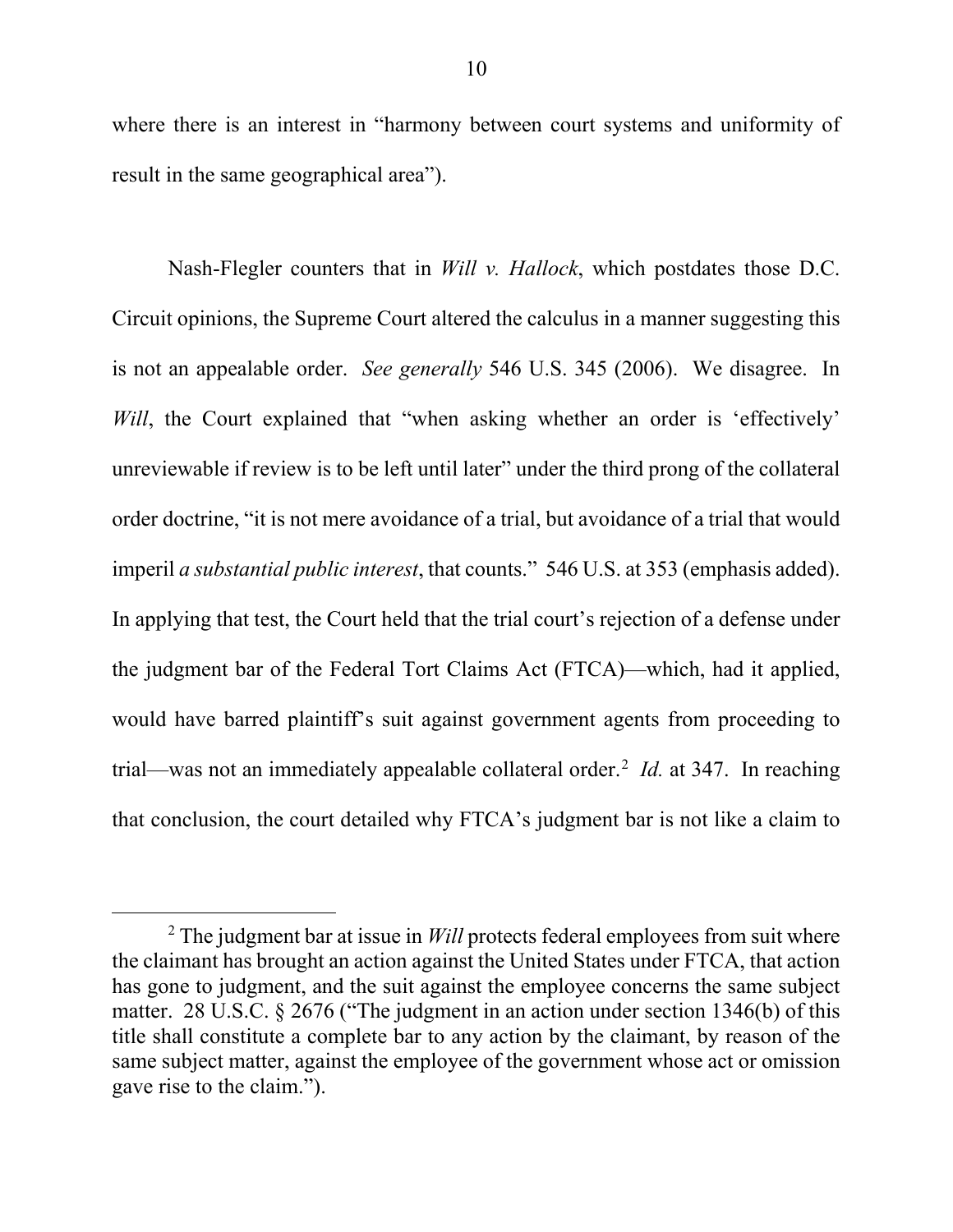where there is an interest in "harmony between court systems and uniformity of result in the same geographical area").

Nash-Flegler counters that in *Will v. Hallock*, which postdates those D.C. Circuit opinions, the Supreme Court altered the calculus in a manner suggesting this is not an appealable order. *See generally* 546 U.S. 345 (2006). We disagree. In *Will*, the Court explained that "when asking whether an order is 'effectively' unreviewable if review is to be left until later" under the third prong of the collateral order doctrine, "it is not mere avoidance of a trial, but avoidance of a trial that would imperil *a substantial public interest*, that counts." 546 U.S. at 353 (emphasis added). In applying that test, the Court held that the trial court's rejection of a defense under the judgment bar of the Federal Tort Claims Act (FTCA)—which, had it applied, would have barred plaintiff's suit against government agents from proceeding to trial—was not an immediately appealable collateral order.[2] *Id.* at 347. In reaching that conclusion, the court detailed why FTCA's judgment bar is not like a claim to

---

[2] The judgment bar at issue in *Will* protects federal employees from suit where the claimant has brought an action against the United States under FTCA, that action has gone to judgment, and the suit against the employee concerns the same subject matter. 28 U.S.C. § 2676 ("The judgment in an action under section 1346(b) of this title shall constitute a complete bar to any action by the claimant, by reason of the same subject matter, against the employee of the government whose act or omission gave rise to the claim.").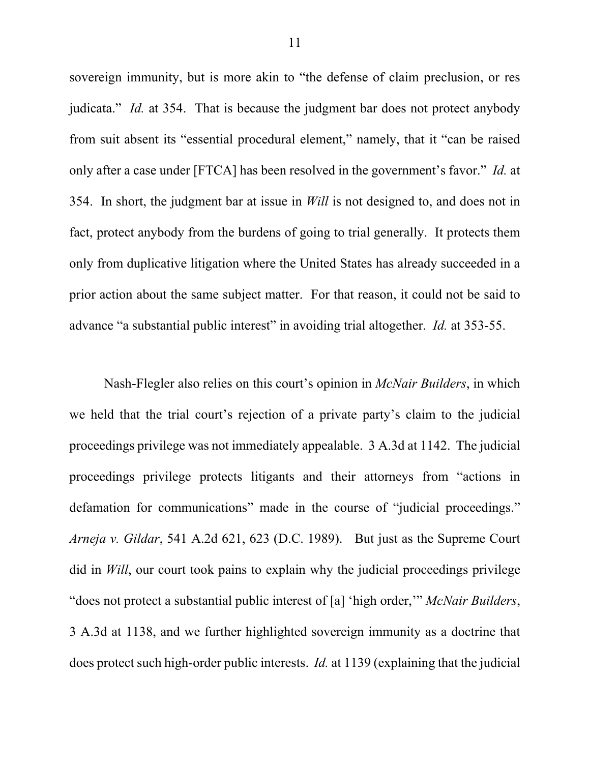sovereign immunity, but is more akin to "the defense of claim preclusion, or res judicata." *Id.* at 354. That is because the judgment bar does not protect anybody from suit absent its "essential procedural element," namely, that it "can be raised only after a case under [FTCA] has been resolved in the government's favor." *Id.* at 354. In short, the judgment bar at issue in *Will* is not designed to, and does not in fact, protect anybody from the burdens of going to trial generally. It protects them only from duplicative litigation where the United States has already succeeded in a prior action about the same subject matter. For that reason, it could not be said to advance "a substantial public interest" in avoiding trial altogether. *Id.* at 353-55.

Nash-Flegler also relies on this court's opinion in *McNair Builders*, in which we held that the trial court's rejection of a private party's claim to the judicial proceedings privilege was not immediately appealable. 3 A.3d at 1142. The judicial proceedings privilege protects litigants and their attorneys from "actions in defamation for communications" made in the course of "judicial proceedings." *Arneja v. Gildar*, 541 A.2d 621, 623 (D.C. 1989). But just as the Supreme Court did in *Will*, our court took pains to explain why the judicial proceedings privilege "does not protect a substantial public interest of [a] 'high order,'" *McNair Builders*, 3 A.3d at 1138, and we further highlighted sovereign immunity as a doctrine that does protect such high-order public interests. *Id.* at 1139 (explaining that the judicial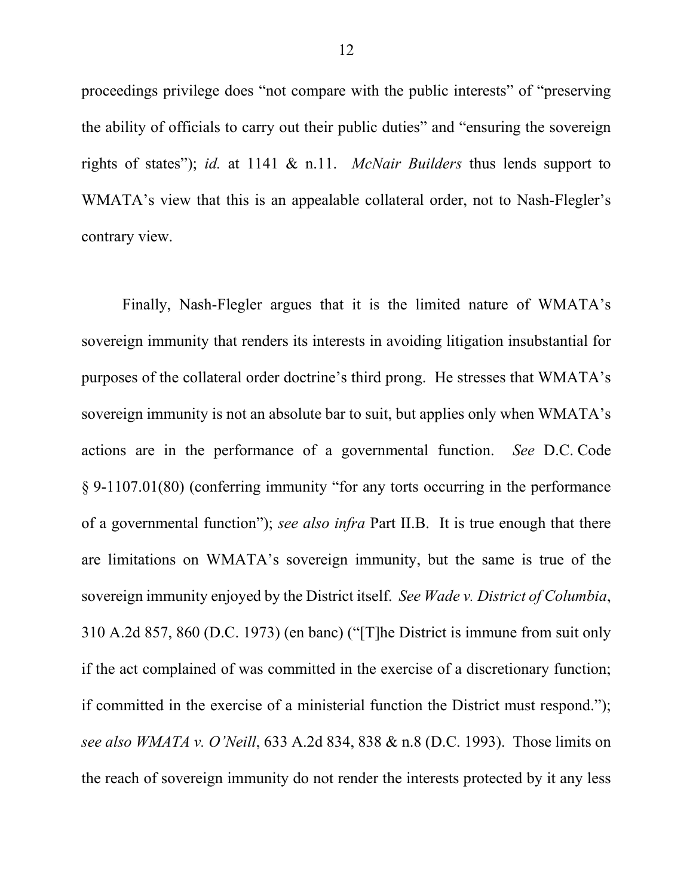proceedings privilege does "not compare with the public interests" of "preserving the ability of officials to carry out their public duties" and "ensuring the sovereign rights of states"); *id.* at 1141 & n.11. *McNair Builders* thus lends support to WMATA's view that this is an appealable collateral order, not to Nash-Flegler's contrary view.

Finally, Nash-Flegler argues that it is the limited nature of WMATA's sovereign immunity that renders its interests in avoiding litigation insubstantial for purposes of the collateral order doctrine's third prong. He stresses that WMATA's sovereign immunity is not an absolute bar to suit, but applies only when WMATA's actions are in the performance of a governmental function. *See* D.C. Code § 9-1107.01(80) (conferring immunity "for any torts occurring in the performance of a governmental function"); *see also infra* Part II.B. It is true enough that there are limitations on WMATA's sovereign immunity, but the same is true of the sovereign immunity enjoyed by the District itself. *See Wade v. District of Columbia*, 310 A.2d 857, 860 (D.C. 1973) (en banc) ("[T]he District is immune from suit only if the act complained of was committed in the exercise of a discretionary function; if committed in the exercise of a ministerial function the District must respond."); *see also WMATA v. O'Neill*, 633 A.2d 834, 838 & n.8 (D.C. 1993). Those limits on the reach of sovereign immunity do not render the interests protected by it any less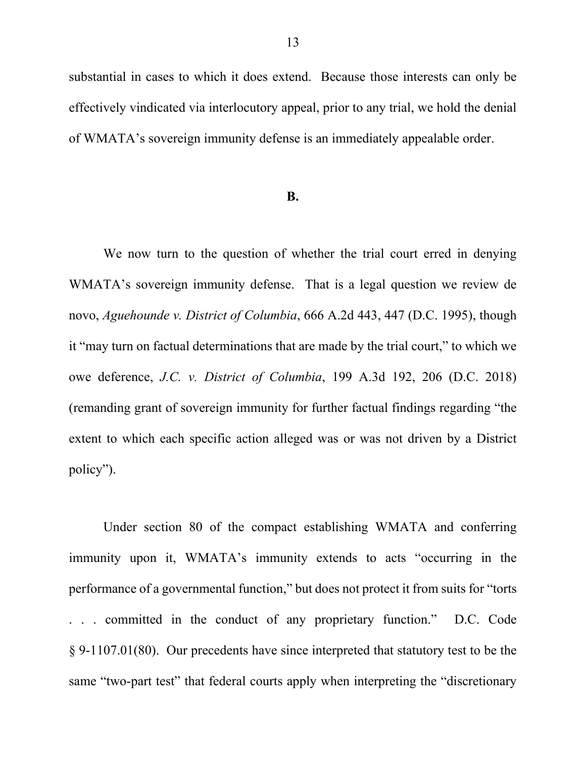substantial in cases to which it does extend. Because those interests can only be effectively vindicated via interlocutory appeal, prior to any trial, we hold the denial of WMATA's sovereign immunity defense is an immediately appealable order.

### B.

We now turn to the question of whether the trial court erred in denying WMATA's sovereign immunity defense. That is a legal question we review de novo, *Aguehounde v. District of Columbia*, 666 A.2d 443, 447 (D.C. 1995), though it "may turn on factual determinations that are made by the trial court," to which we owe deference, *J.C. v. District of Columbia*, 199 A.3d 192, 206 (D.C. 2018) (remanding grant of sovereign immunity for further factual findings regarding "the extent to which each specific action alleged was or was not driven by a District policy").

Under section 80 of the compact establishing WMATA and conferring immunity upon it, WMATA's immunity extends to acts "occurring in the performance of a governmental function," but does not protect it from suits for "torts . . . committed in the conduct of any proprietary function." D.C. Code § 9-1107.01(80). Our precedents have since interpreted that statutory test to be the same "two-part test" that federal courts apply when interpreting the "discretionary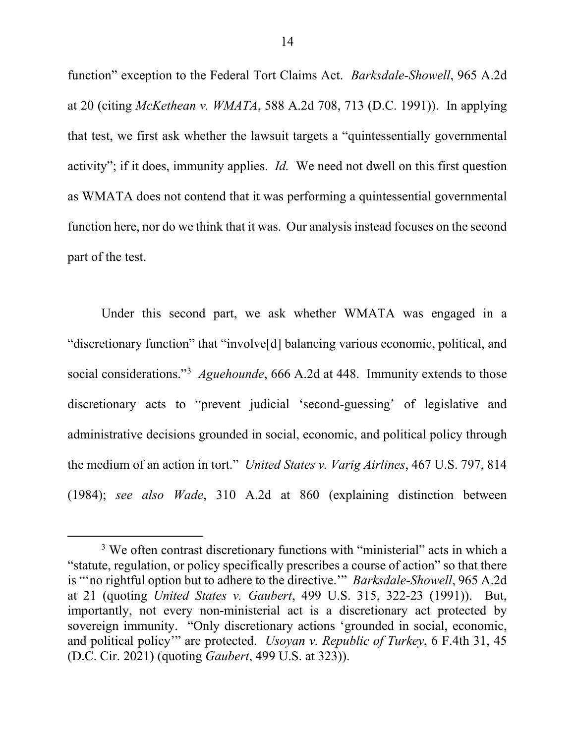function" exception to the Federal Tort Claims Act. *Barksdale-Showell*, 965 A.2d at 20 (citing *McKethean v. WMATA*, 588 A.2d 708, 713 (D.C. 1991)). In applying that test, we first ask whether the lawsuit targets a "quintessentially governmental activity"; if it does, immunity applies. *Id.* We need not dwell on this first question as WMATA does not contend that it was performing a quintessential governmental function here, nor do we think that it was. Our analysis instead focuses on the second part of the test.

Under this second part, we ask whether WMATA was engaged in a "discretionary function" that "involve[d] balancing various economic, political, and social considerations."[3] *Aguehounde*, 666 A.2d at 448. Immunity extends to those discretionary acts to "prevent judicial 'second-guessing' of legislative and administrative decisions grounded in social, economic, and political policy through the medium of an action in tort." *United States v. Varig Airlines*, 467 U.S. 797, 814 (1984); *see also Wade*, 310 A.2d at 860 (explaining distinction between

[3] We often contrast discretionary functions with "ministerial" acts in which a "statute, regulation, or policy specifically prescribes a course of action" so that there is "'no rightful option but to adhere to the directive.'" *Barksdale-Showell*, 965 A.2d at 21 (quoting *United States v. Gaubert*, 499 U.S. 315, 322-23 (1991)). But, importantly, not every non-ministerial act is a discretionary act protected by sovereign immunity. "Only discretionary actions 'grounded in social, economic, and political policy'" are protected. *Usoyan v. Republic of Turkey*, 6 F.4th 31, 45 (D.C. Cir. 2021) (quoting *Gaubert*, 499 U.S. at 323)).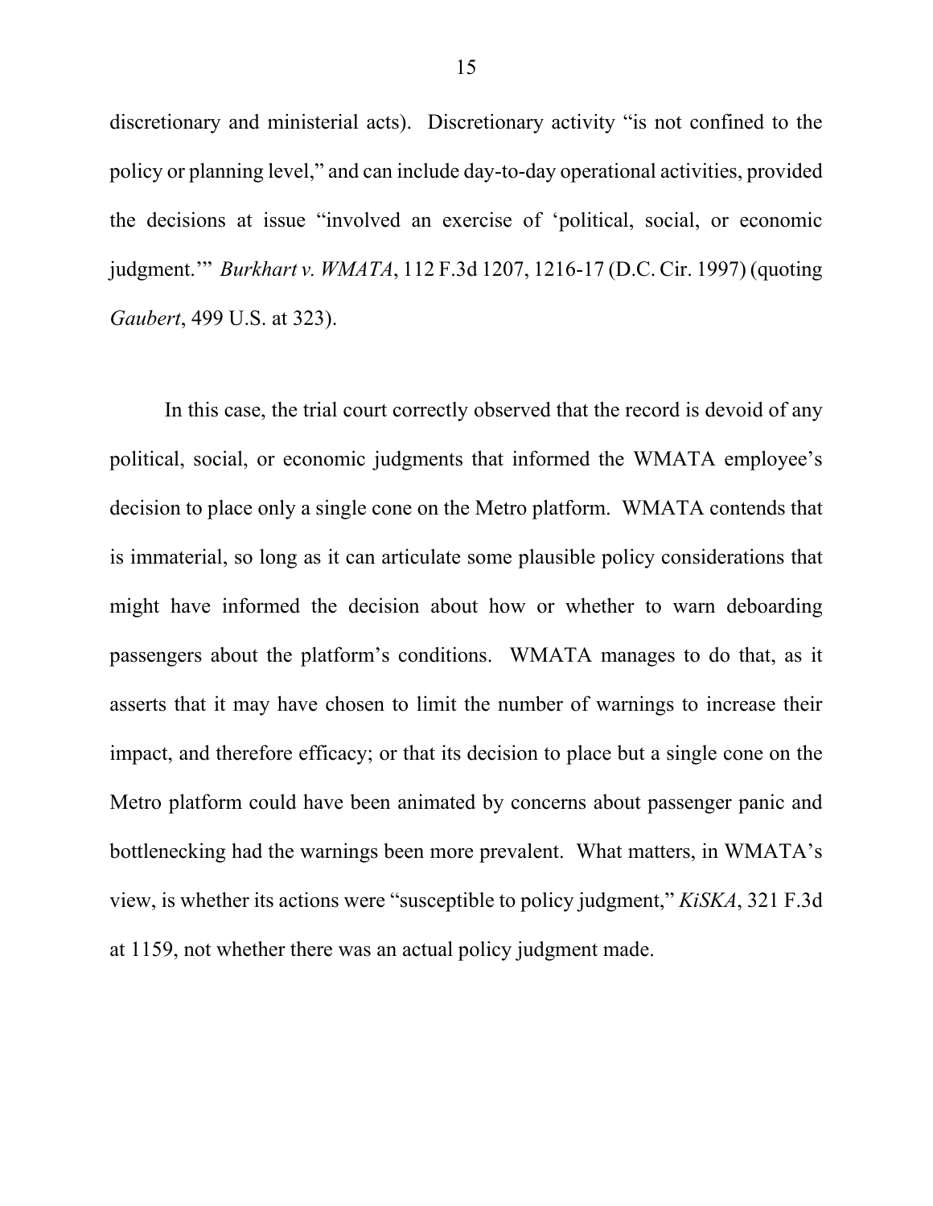discretionary and ministerial acts). Discretionary activity "is not confined to the policy or planning level," and can include day-to-day operational activities, provided the decisions at issue "involved an exercise of 'political, social, or economic judgment.'" *Burkhart v. WMATA*, 112 F.3d 1207, 1216-17 (D.C. Cir. 1997) (quoting *Gaubert*, 499 U.S. at 323).

In this case, the trial court correctly observed that the record is devoid of any political, social, or economic judgments that informed the WMATA employee's decision to place only a single cone on the Metro platform. WMATA contends that is immaterial, so long as it can articulate some plausible policy considerations that might have informed the decision about how or whether to warn deboarding passengers about the platform's conditions. WMATA manages to do that, as it asserts that it may have chosen to limit the number of warnings to increase their impact, and therefore efficacy; or that its decision to place but a single cone on the Metro platform could have been animated by concerns about passenger panic and bottlenecking had the warnings been more prevalent. What matters, in WMATA's view, is whether its actions were "susceptible to policy judgment," *KiSKA*, 321 F.3d at 1159, not whether there was an actual policy judgment made.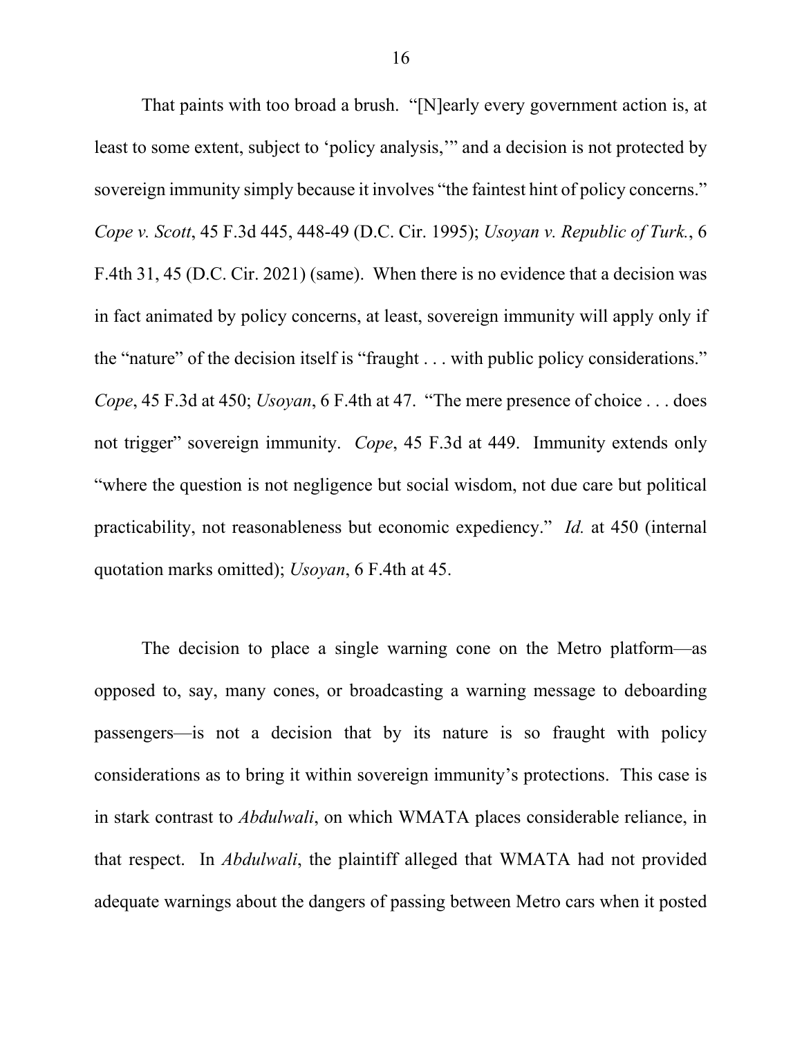That paints with too broad a brush. "[N]early every government action is, at least to some extent, subject to 'policy analysis,'" and a decision is not protected by sovereign immunity simply because it involves "the faintest hint of policy concerns." *Cope v. Scott*, 45 F.3d 445, 448-49 (D.C. Cir. 1995); *Usoyan v. Republic of Turk.*, 6 F.4th 31, 45 (D.C. Cir. 2021) (same). When there is no evidence that a decision was in fact animated by policy concerns, at least, sovereign immunity will apply only if the "nature" of the decision itself is "fraught . . . with public policy considerations." *Cope*, 45 F.3d at 450; *Usoyan*, 6 F.4th at 47. "The mere presence of choice . . . does not trigger" sovereign immunity. *Cope*, 45 F.3d at 449. Immunity extends only "where the question is not negligence but social wisdom, not due care but political practicability, not reasonableness but economic expediency." *Id.* at 450 (internal quotation marks omitted); *Usoyan*, 6 F.4th at 45.

The decision to place a single warning cone on the Metro platform—as opposed to, say, many cones, or broadcasting a warning message to deboarding passengers—is not a decision that by its nature is so fraught with policy considerations as to bring it within sovereign immunity's protections. This case is in stark contrast to *Abdulwali*, on which WMATA places considerable reliance, in that respect. In *Abdulwali*, the plaintiff alleged that WMATA had not provided adequate warnings about the dangers of passing between Metro cars when it posted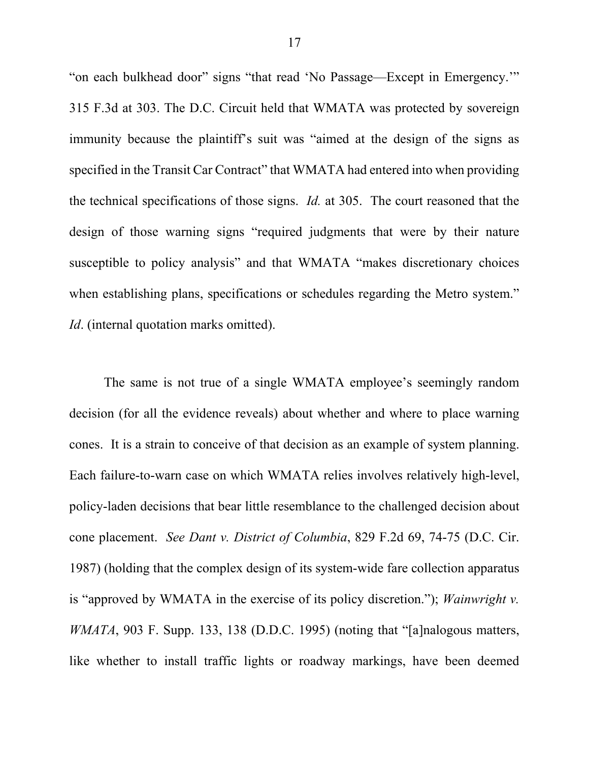"on each bulkhead door" signs "that read 'No Passage—Except in Emergency.'" 315 F.3d at 303. The D.C. Circuit held that WMATA was protected by sovereign immunity because the plaintiff's suit was "aimed at the design of the signs as specified in the Transit Car Contract" that WMATA had entered into when providing the technical specifications of those signs. *Id.* at 305. The court reasoned that the design of those warning signs "required judgments that were by their nature susceptible to policy analysis" and that WMATA "makes discretionary choices when establishing plans, specifications or schedules regarding the Metro system." *Id*. (internal quotation marks omitted).

The same is not true of a single WMATA employee's seemingly random decision (for all the evidence reveals) about whether and where to place warning cones. It is a strain to conceive of that decision as an example of system planning. Each failure-to-warn case on which WMATA relies involves relatively high-level, policy-laden decisions that bear little resemblance to the challenged decision about cone placement. *See Dant v. District of Columbia*, 829 F.2d 69, 74-75 (D.C. Cir. 1987) (holding that the complex design of its system-wide fare collection apparatus is "approved by WMATA in the exercise of its policy discretion."); *Wainwright v. WMATA*, 903 F. Supp. 133, 138 (D.D.C. 1995) (noting that "[a]nalogous matters, like whether to install traffic lights or roadway markings, have been deemed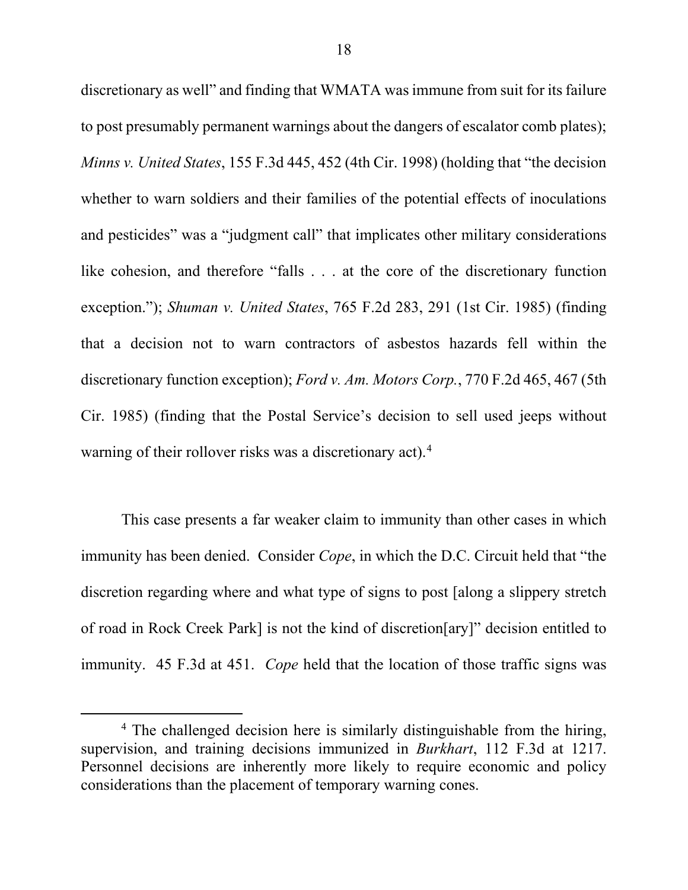discretionary as well" and finding that WMATA was immune from suit for its failure to post presumably permanent warnings about the dangers of escalator comb plates); *Minns v. United States*, 155 F.3d 445, 452 (4th Cir. 1998) (holding that "the decision whether to warn soldiers and their families of the potential effects of inoculations and pesticides" was a "judgment call" that implicates other military considerations like cohesion, and therefore "falls . . . at the core of the discretionary function exception."); *Shuman v. United States*, 765 F.2d 283, 291 (1st Cir. 1985) (finding that a decision not to warn contractors of asbestos hazards fell within the discretionary function exception); *Ford v. Am. Motors Corp.*, 770 F.2d 465, 467 (5th Cir. 1985) (finding that the Postal Service's decision to sell used jeeps without warning of their rollover risks was a discretionary act).[4]

This case presents a far weaker claim to immunity than other cases in which immunity has been denied. Consider *Cope*, in which the D.C. Circuit held that "the discretion regarding where and what type of signs to post [along a slippery stretch of road in Rock Creek Park] is not the kind of discretion[ary]" decision entitled to immunity. 45 F.3d at 451. *Cope* held that the location of those traffic signs was

---

[4] The challenged decision here is similarly distinguishable from the hiring, supervision, and training decisions immunized in *Burkhart*, 112 F.3d at 1217. Personnel decisions are inherently more likely to require economic and policy considerations than the placement of temporary warning cones.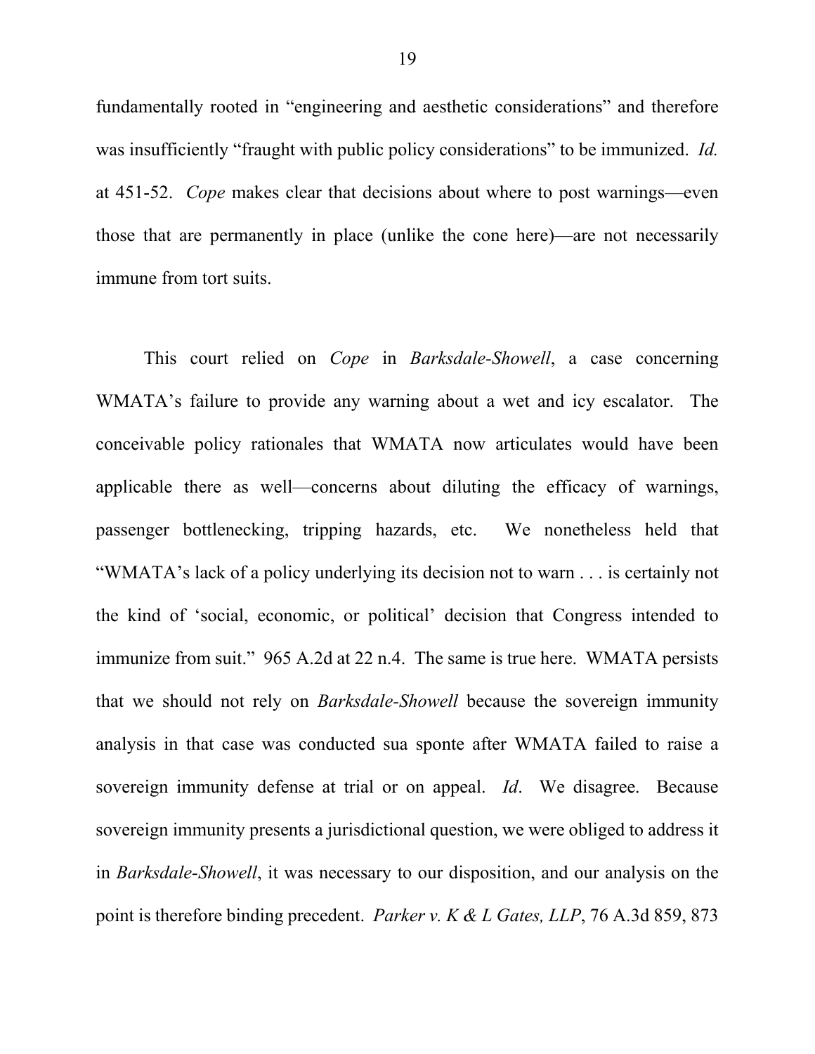fundamentally rooted in "engineering and aesthetic considerations" and therefore was insufficiently "fraught with public policy considerations" to be immunized. *Id.* at 451-52. *Cope* makes clear that decisions about where to post warnings—even those that are permanently in place (unlike the cone here)—are not necessarily immune from tort suits.

This court relied on *Cope* in *Barksdale-Showell*, a case concerning WMATA's failure to provide any warning about a wet and icy escalator. The conceivable policy rationales that WMATA now articulates would have been applicable there as well—concerns about diluting the efficacy of warnings, passenger bottlenecking, tripping hazards, etc. We nonetheless held that "WMATA's lack of a policy underlying its decision not to warn . . . is certainly not the kind of 'social, economic, or political' decision that Congress intended to immunize from suit." 965 A.2d at 22 n.4. The same is true here. WMATA persists that we should not rely on *Barksdale-Showell* because the sovereign immunity analysis in that case was conducted sua sponte after WMATA failed to raise a sovereign immunity defense at trial or on appeal. *Id*. We disagree. Because sovereign immunity presents a jurisdictional question, we were obliged to address it in *Barksdale-Showell*, it was necessary to our disposition, and our analysis on the point is therefore binding precedent. *Parker v. K & L Gates, LLP*, 76 A.3d 859, 873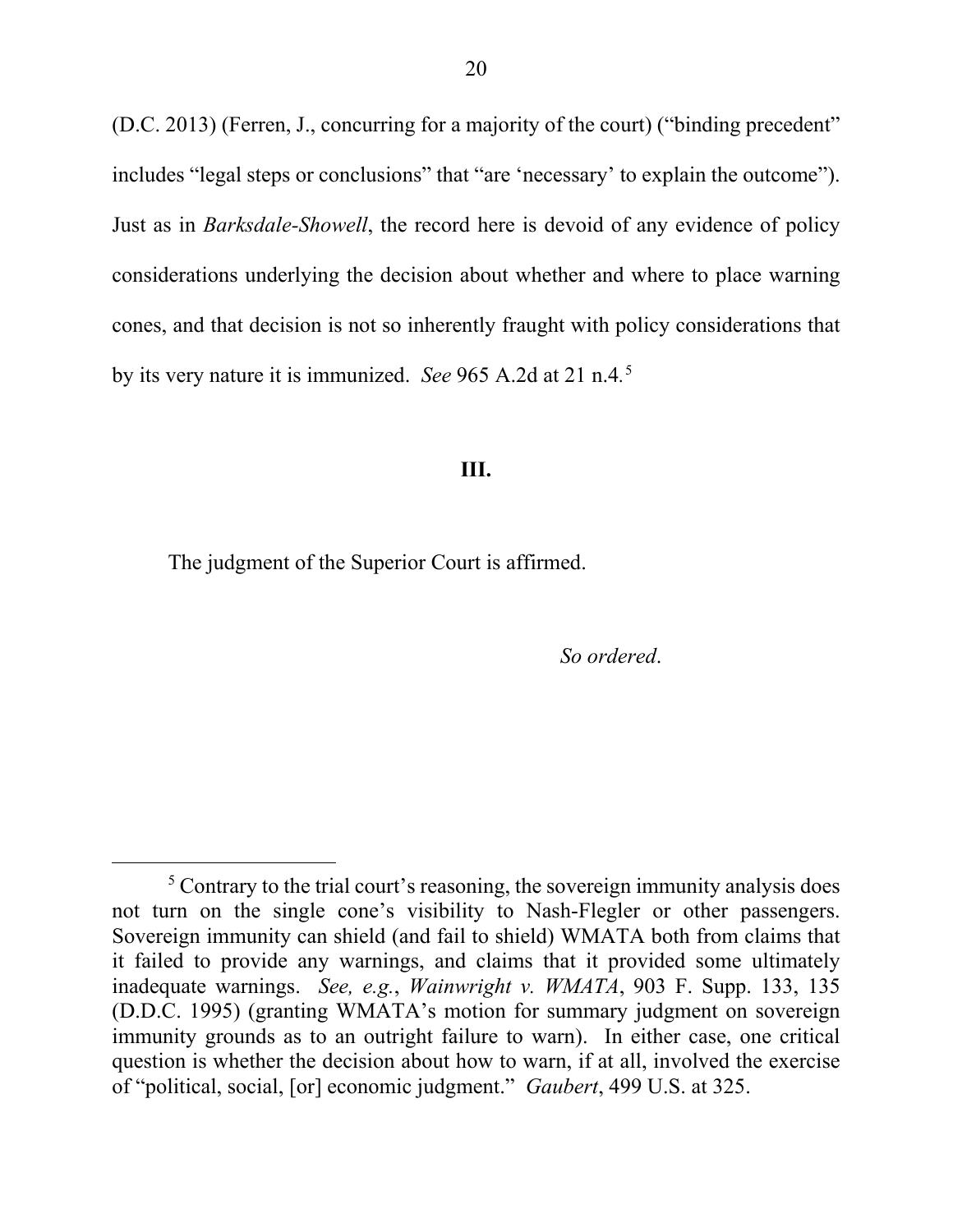(D.C. 2013) (Ferren, J., concurring for a majority of the court) ("binding precedent" includes "legal steps or conclusions" that "are 'necessary' to explain the outcome"). Just as in *Barksdale-Showell*, the record here is devoid of any evidence of policy considerations underlying the decision about whether and where to place warning cones, and that decision is not so inherently fraught with policy considerations that by its very nature it is immunized. *See* 965 A.2d at 21 n.4.[5]

### III.

The judgment of the Superior Court is affirmed.

*So ordered*.

---

[5] Contrary to the trial court's reasoning, the sovereign immunity analysis does not turn on the single cone's visibility to Nash-Flegler or other passengers. Sovereign immunity can shield (and fail to shield) WMATA both from claims that it failed to provide any warnings, and claims that it provided some ultimately inadequate warnings. *See, e.g.*, *Wainwright v. WMATA*, 903 F. Supp. 133, 135 (D.D.C. 1995) (granting WMATA's motion for summary judgment on sovereign immunity grounds as to an outright failure to warn). In either case, one critical question is whether the decision about how to warn, if at all, involved the exercise of "political, social, [or] economic judgment." *Gaubert*, 499 U.S. at 325.